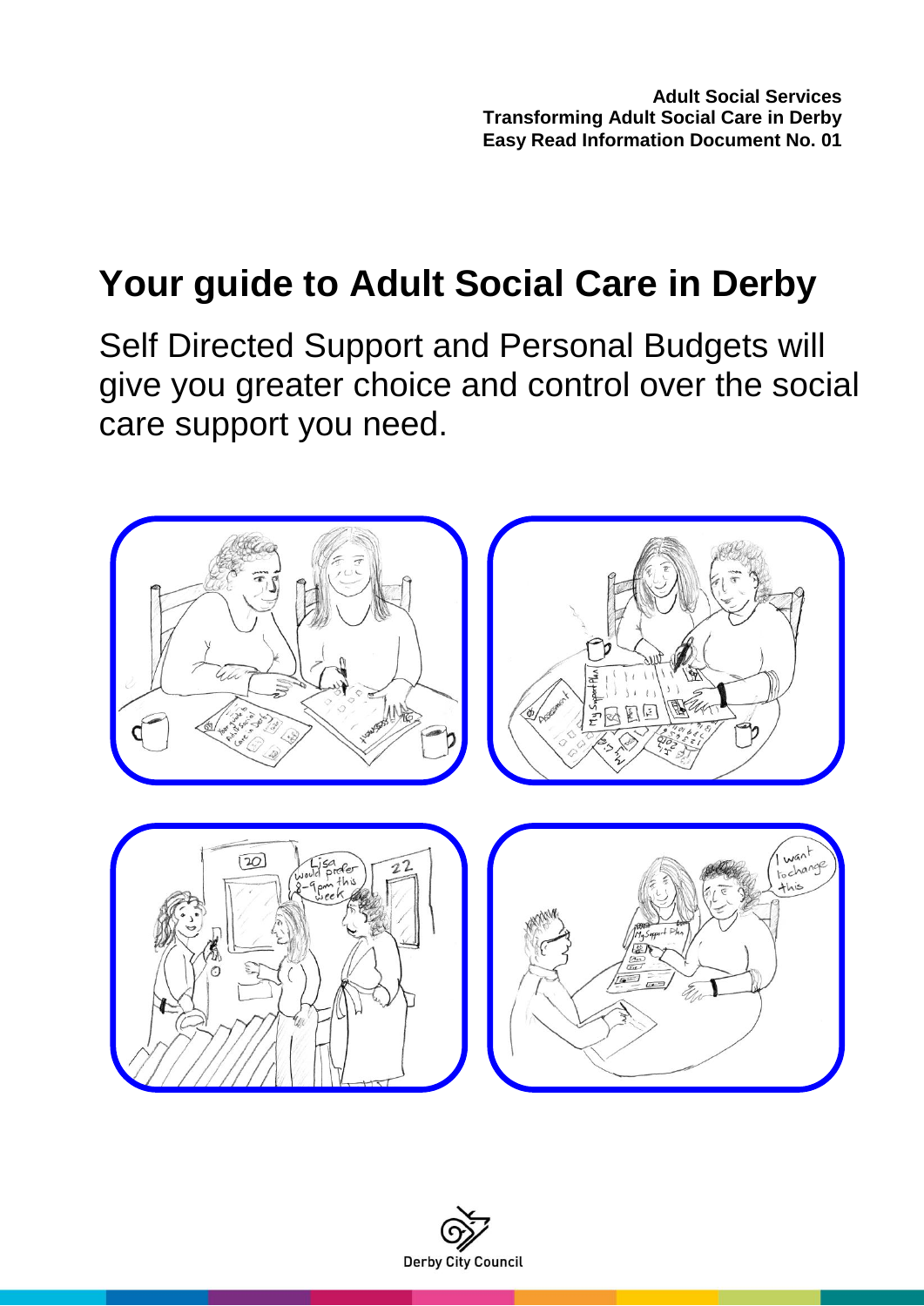**Adult Social Services**
**Transforming Adult Social Care in Derby**
**Easy Read Information Document No. 01**

# Your guide to Adult Social Care in Derby

Self Directed Support and Personal Budgets will give you greater choice and control over the social care support you need.

Derby City Council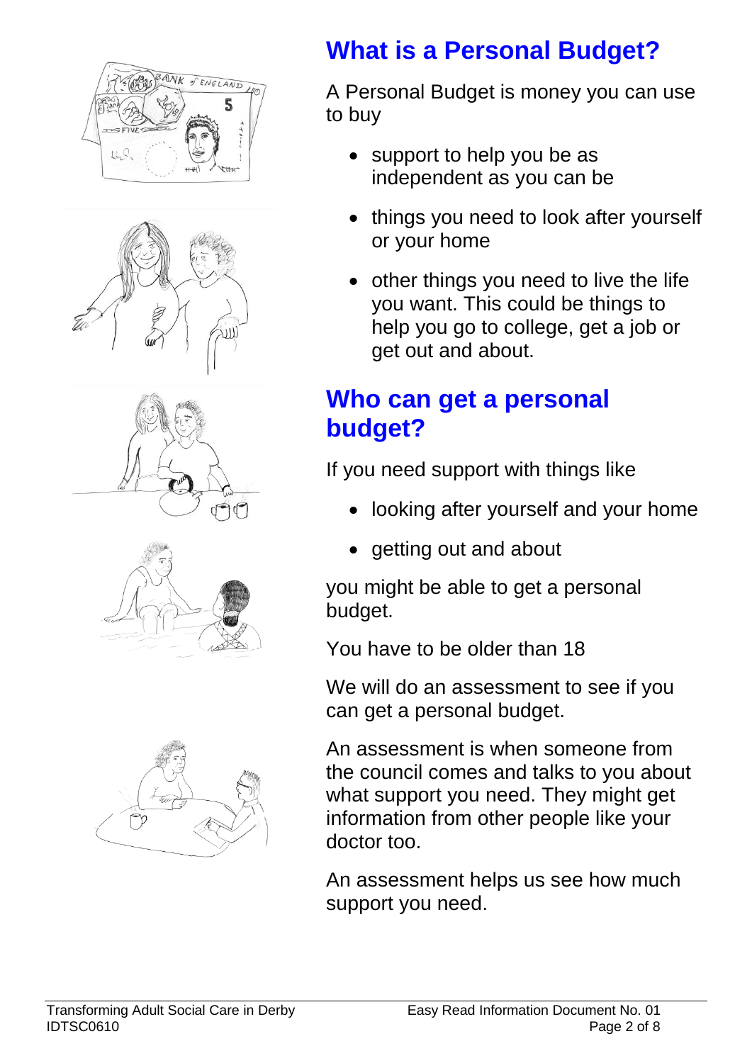## What is a Personal Budget?

A Personal Budget is money you can use to buy

- support to help you be as independent as you can be
- things you need to look after yourself or your home
- other things you need to live the life you want. This could be things to help you go to college, get a job or get out and about.

## Who can get a personal budget?

If you need support with things like

- looking after yourself and your home
- getting out and about

you might be able to get a personal budget.

You have to be older than 18

We will do an assessment to see if you can get a personal budget.

An assessment is when someone from the council comes and talks to you about what support you need. They might get information from other people like your doctor too.

An assessment helps us see how much support you need.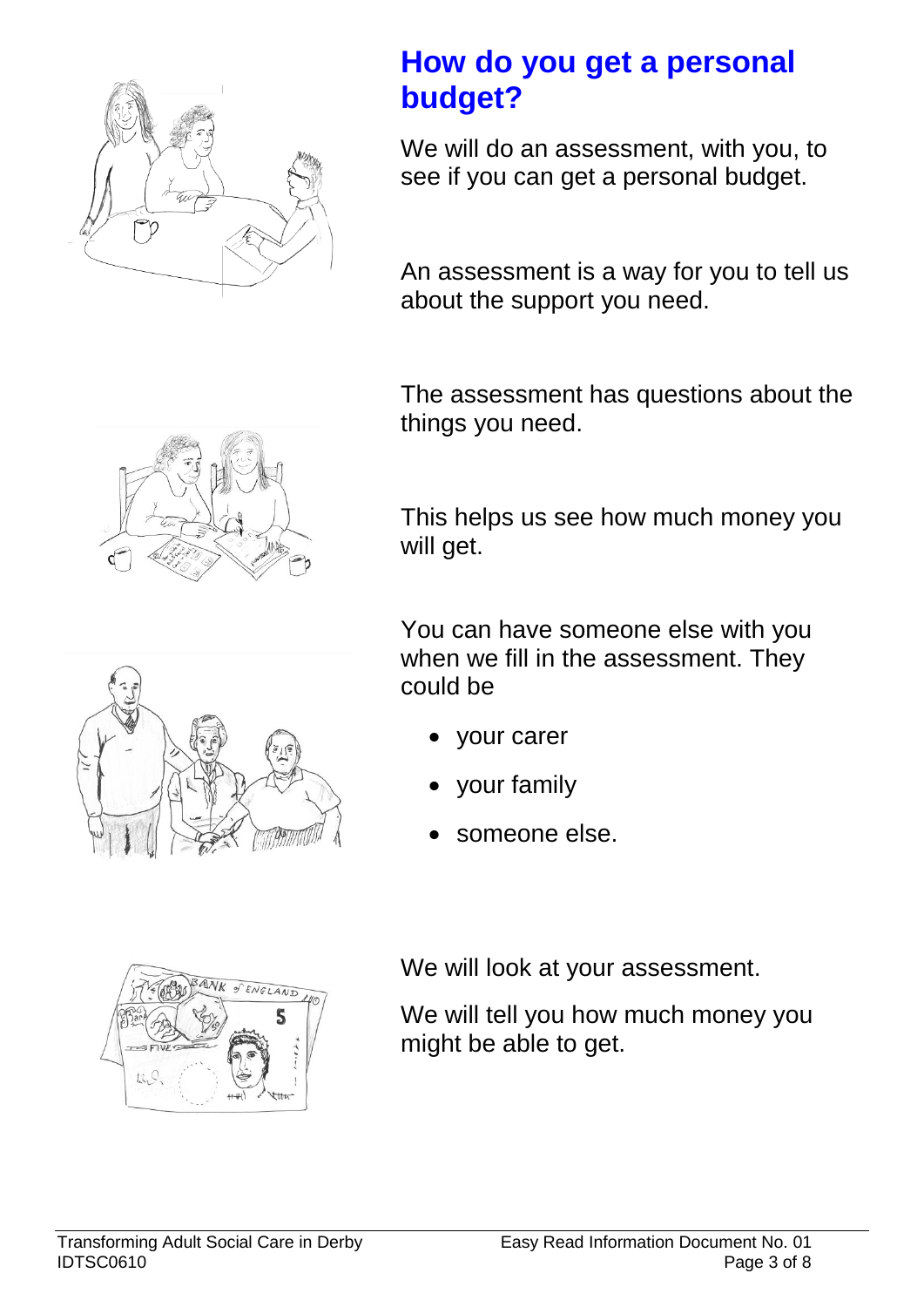## How do you get a personal budget?

We will do an assessment, with you, to see if you can get a personal budget.

An assessment is a way for you to tell us about the support you need.

The assessment has questions about the things you need.

This helps us see how much money you will get.

You can have someone else with you when we fill in the assessment. They could be

- your carer
- your family
- someone else.

We will look at your assessment.

We will tell you how much money you might be able to get.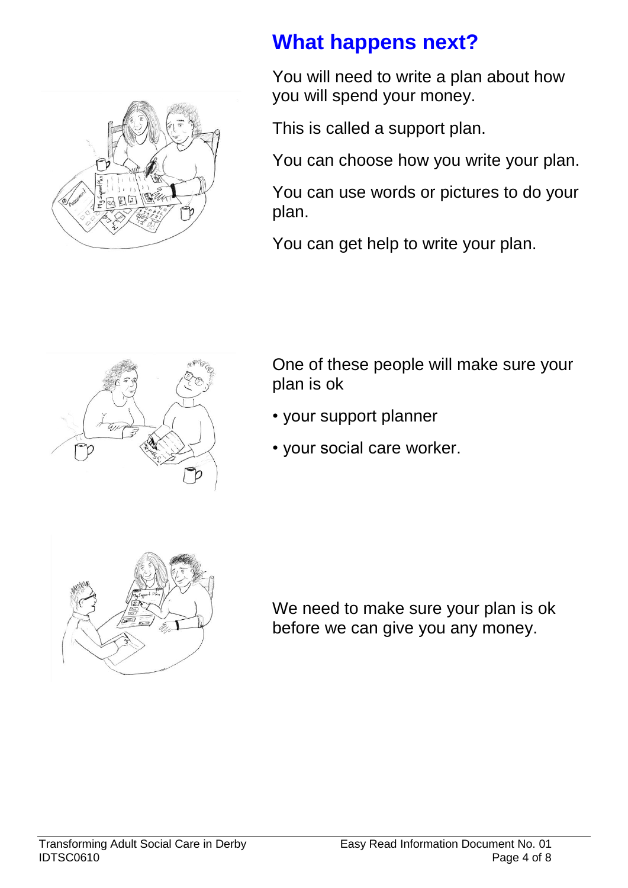## What happens next?

You will need to write a plan about how you will spend your money.

This is called a support plan.

You can choose how you write your plan.

You can use words or pictures to do your plan.

You can get help to write your plan.

One of these people will make sure your plan is ok

- your support planner
- your social care worker.

We need to make sure your plan is ok before we can give you any money.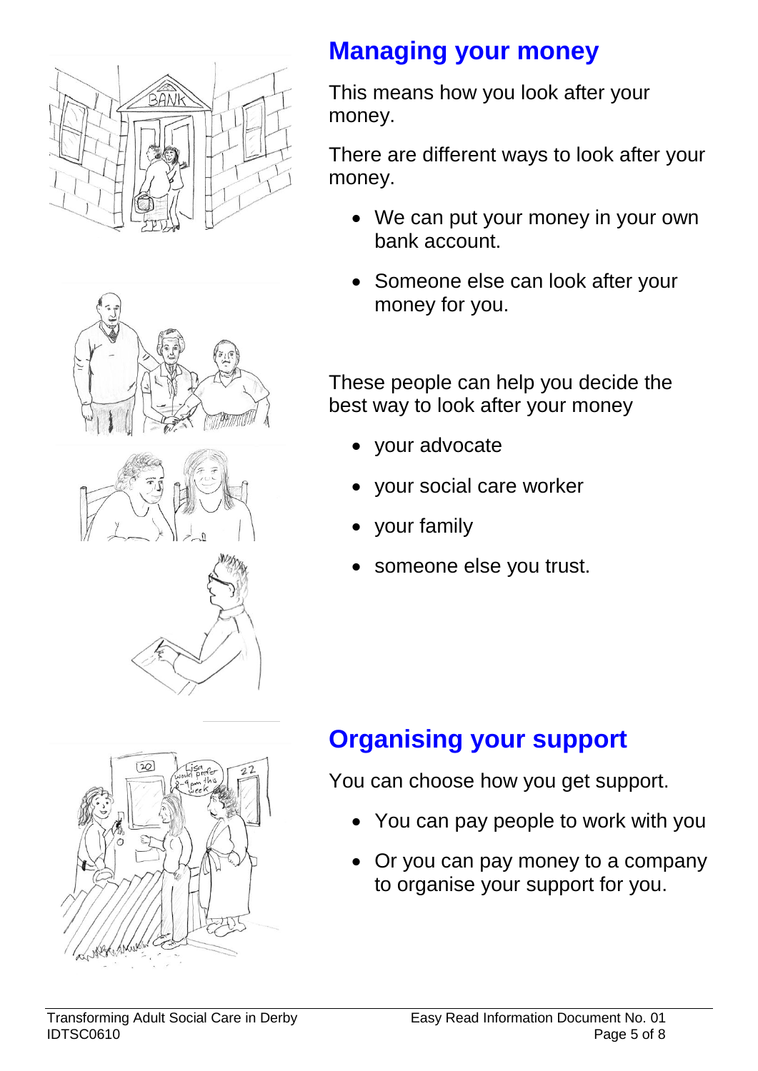## Managing your money

This means how you look after your money.

There are different ways to look after your money.

- We can put your money in your own bank account.
- Someone else can look after your money for you.

These people can help you decide the best way to look after your money

- your advocate
- your social care worker
- your family
- someone else you trust.

## Organising your support

You can choose how you get support.

- You can pay people to work with you
- Or you can pay money to a company to organise your support for you.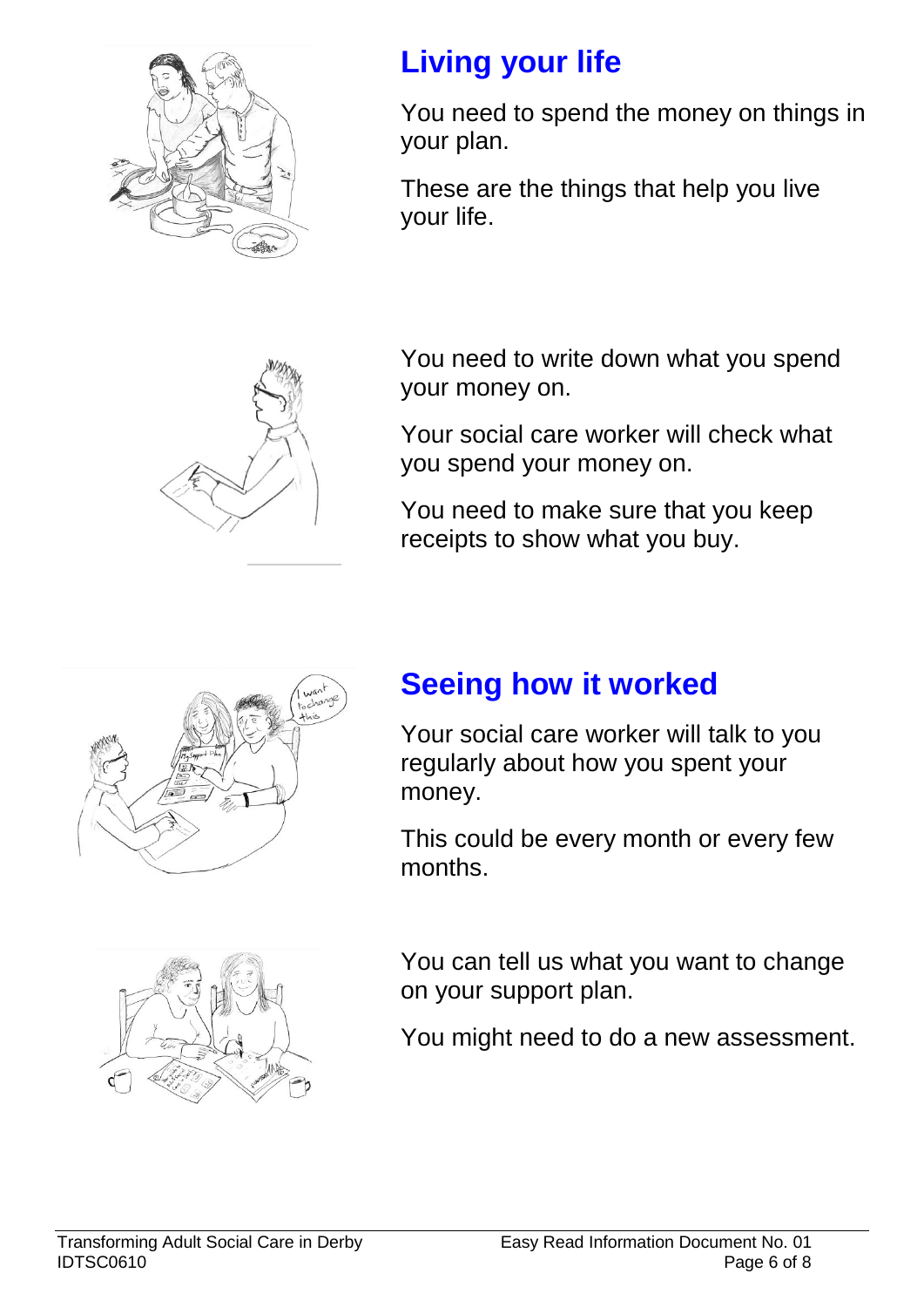## Living your life

You need to spend the money on things in your plan.

These are the things that help you live your life.

You need to write down what you spend your money on.

Your social care worker will check what you spend your money on.

You need to make sure that you keep receipts to show what you buy.

## Seeing how it worked

Your social care worker will talk to you regularly about how you spent your money.

This could be every month or every few months.

You can tell us what you want to change on your support plan.

You might need to do a new assessment.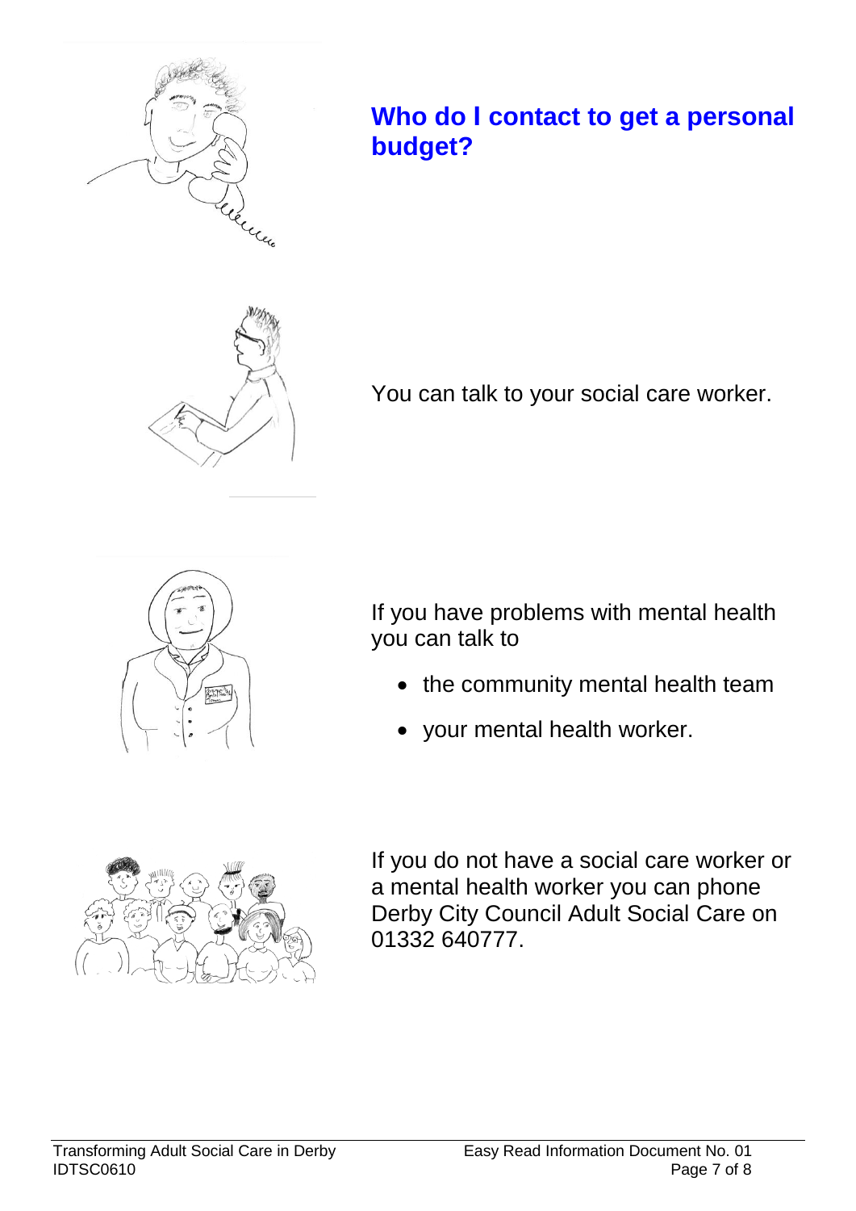## Who do I contact to get a personal budget?

You can talk to your social care worker.

If you have problems with mental health you can talk to

- the community mental health team
- your mental health worker.

If you do not have a social care worker or a mental health worker you can phone Derby City Council Adult Social Care on 01332 640777.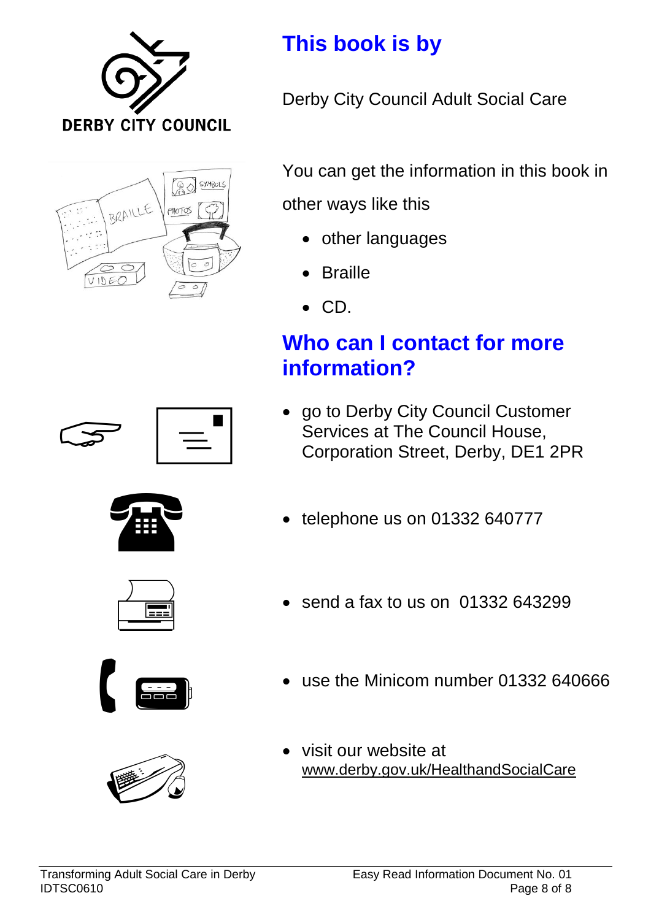## This book is by

Derby City Council Adult Social Care

You can get the information in this book in other ways like this

- other languages
- Braille
- CD.

## Who can I contact for more information?

- go to Derby City Council Customer Services at The Council House, Corporation Street, Derby, DE1 2PR
- telephone us on 01332 640777
- send a fax to us on 01332 643299
- use the Minicom number 01332 640666
- visit our website at www.derby.gov.uk/HealthandSocialCare